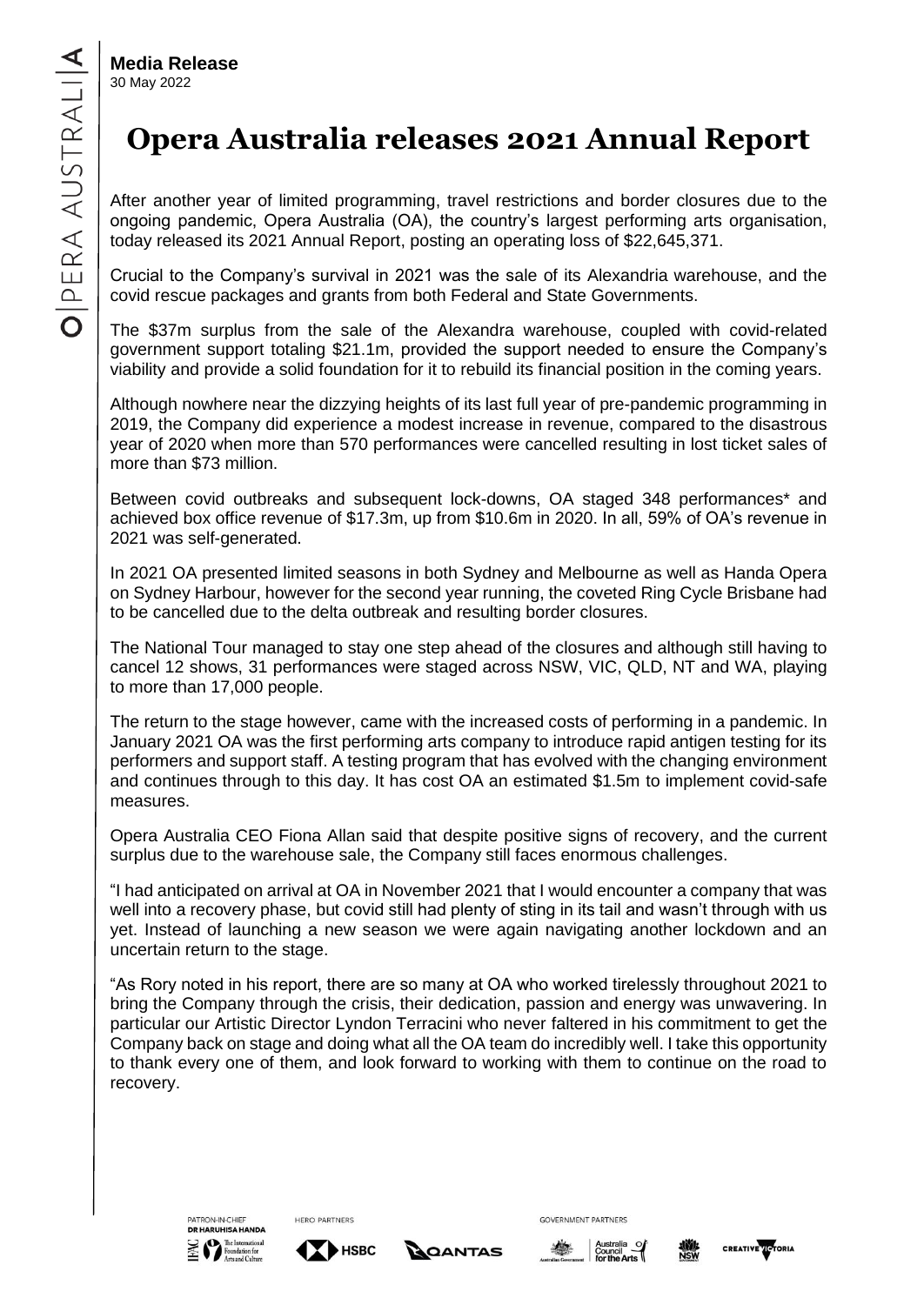**Media Release**
30 May 2022

# Opera Australia releases 2021 Annual Report

After another year of limited programming, travel restrictions and border closures due to the ongoing pandemic, Opera Australia (OA), the country's largest performing arts organisation, today released its 2021 Annual Report, posting an operating loss of $22,645,371.

Crucial to the Company's survival in 2021 was the sale of its Alexandria warehouse, and the covid rescue packages and grants from both Federal and State Governments.

The $37m surplus from the sale of the Alexandra warehouse, coupled with covid-related government support totaling $21.1m, provided the support needed to ensure the Company's viability and provide a solid foundation for it to rebuild its financial position in the coming years.

Although nowhere near the dizzying heights of its last full year of pre-pandemic programming in 2019, the Company did experience a modest increase in revenue, compared to the disastrous year of 2020 when more than 570 performances were cancelled resulting in lost ticket sales of more than $73 million.

Between covid outbreaks and subsequent lock-downs, OA staged 348 performances* and achieved box office revenue of $17.3m, up from $10.6m in 2020. In all, 59% of OA's revenue in 2021 was self-generated.

In 2021 OA presented limited seasons in both Sydney and Melbourne as well as Handa Opera on Sydney Harbour, however for the second year running, the coveted Ring Cycle Brisbane had to be cancelled due to the delta outbreak and resulting border closures.

The National Tour managed to stay one step ahead of the closures and although still having to cancel 12 shows, 31 performances were staged across NSW, VIC, QLD, NT and WA, playing to more than 17,000 people.

The return to the stage however, came with the increased costs of performing in a pandemic. In January 2021 OA was the first performing arts company to introduce rapid antigen testing for its performers and support staff. A testing program that has evolved with the changing environment and continues through to this day. It has cost OA an estimated $1.5m to implement covid-safe measures.

Opera Australia CEO Fiona Allan said that despite positive signs of recovery, and the current surplus due to the warehouse sale, the Company still faces enormous challenges.

"I had anticipated on arrival at OA in November 2021 that I would encounter a company that was well into a recovery phase, but covid still had plenty of sting in its tail and wasn't through with us yet. Instead of launching a new season we were again navigating another lockdown and an uncertain return to the stage.

"As Rory noted in his report, there are so many at OA who worked tirelessly throughout 2021 to bring the Company through the crisis, their dedication, passion and energy was unwavering. In particular our Artistic Director Lyndon Terracini who never faltered in his commitment to get the Company back on stage and doing what all the OA team do incredibly well. I take this opportunity to thank every one of them, and look forward to working with them to continue on the road to recovery.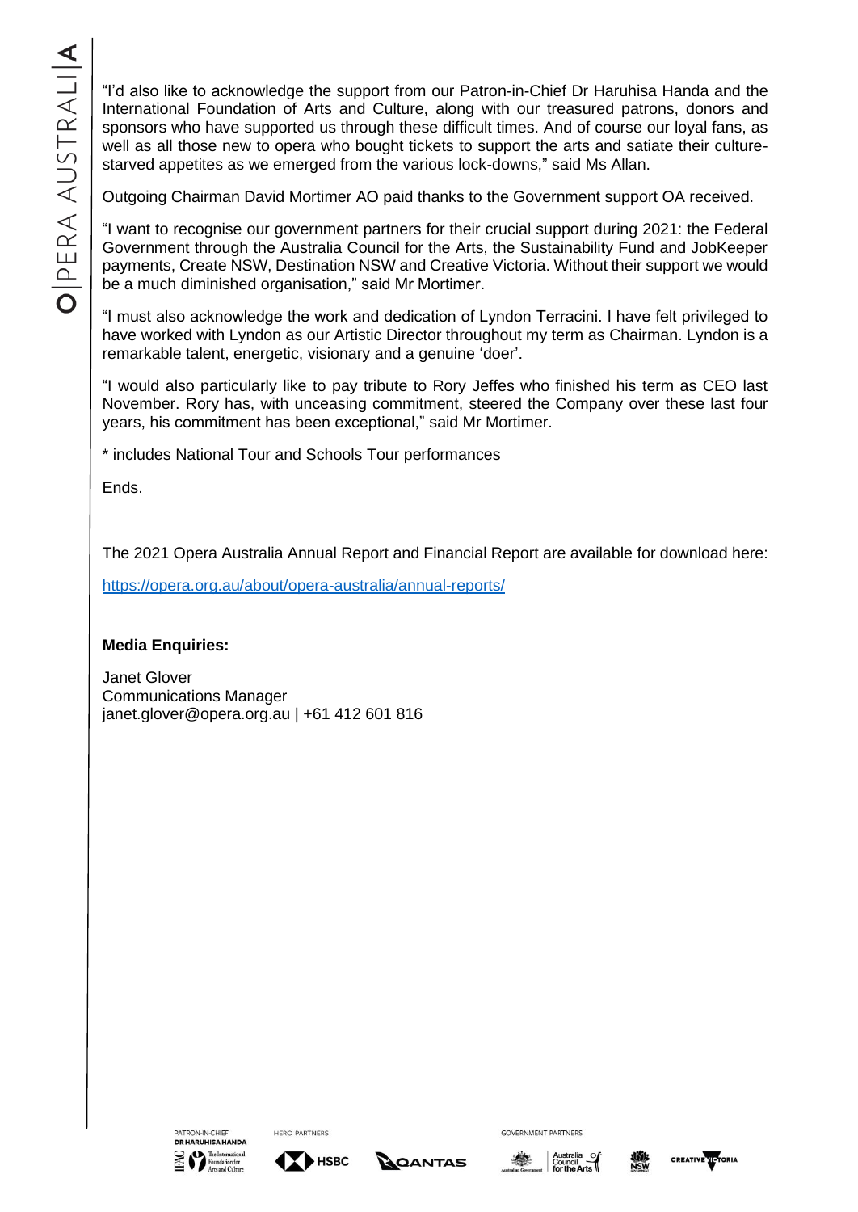"I'd also like to acknowledge the support from our Patron-in-Chief Dr Haruhisa Handa and the International Foundation of Arts and Culture, along with our treasured patrons, donors and sponsors who have supported us through these difficult times. And of course our loyal fans, as well as all those new to opera who bought tickets to support the arts and satiate their culture-starved appetites as we emerged from the various lock-downs," said Ms Allan.

Outgoing Chairman David Mortimer AO paid thanks to the Government support OA received.

"I want to recognise our government partners for their crucial support during 2021: the Federal Government through the Australia Council for the Arts, the Sustainability Fund and JobKeeper payments, Create NSW, Destination NSW and Creative Victoria. Without their support we would be a much diminished organisation," said Mr Mortimer.

"I must also acknowledge the work and dedication of Lyndon Terracini. I have felt privileged to have worked with Lyndon as our Artistic Director throughout my term as Chairman. Lyndon is a remarkable talent, energetic, visionary and a genuine 'doer'.

"I would also particularly like to pay tribute to Rory Jeffes who finished his term as CEO last November. Rory has, with unceasing commitment, steered the Company over these last four years, his commitment has been exceptional," said Mr Mortimer.

* includes National Tour and Schools Tour performances

Ends.

The 2021 Opera Australia Annual Report and Financial Report are available for download here:

https://opera.org.au/about/opera-australia/annual-reports/

**Media Enquiries:**

Janet Glover
Communications Manager
janet.glover@opera.org.au | +61 412 601 816

PATRON-IN-CHIEF
DR HARUHISA HANDA

HERO PARTNERS

GOVERNMENT PARTNERS